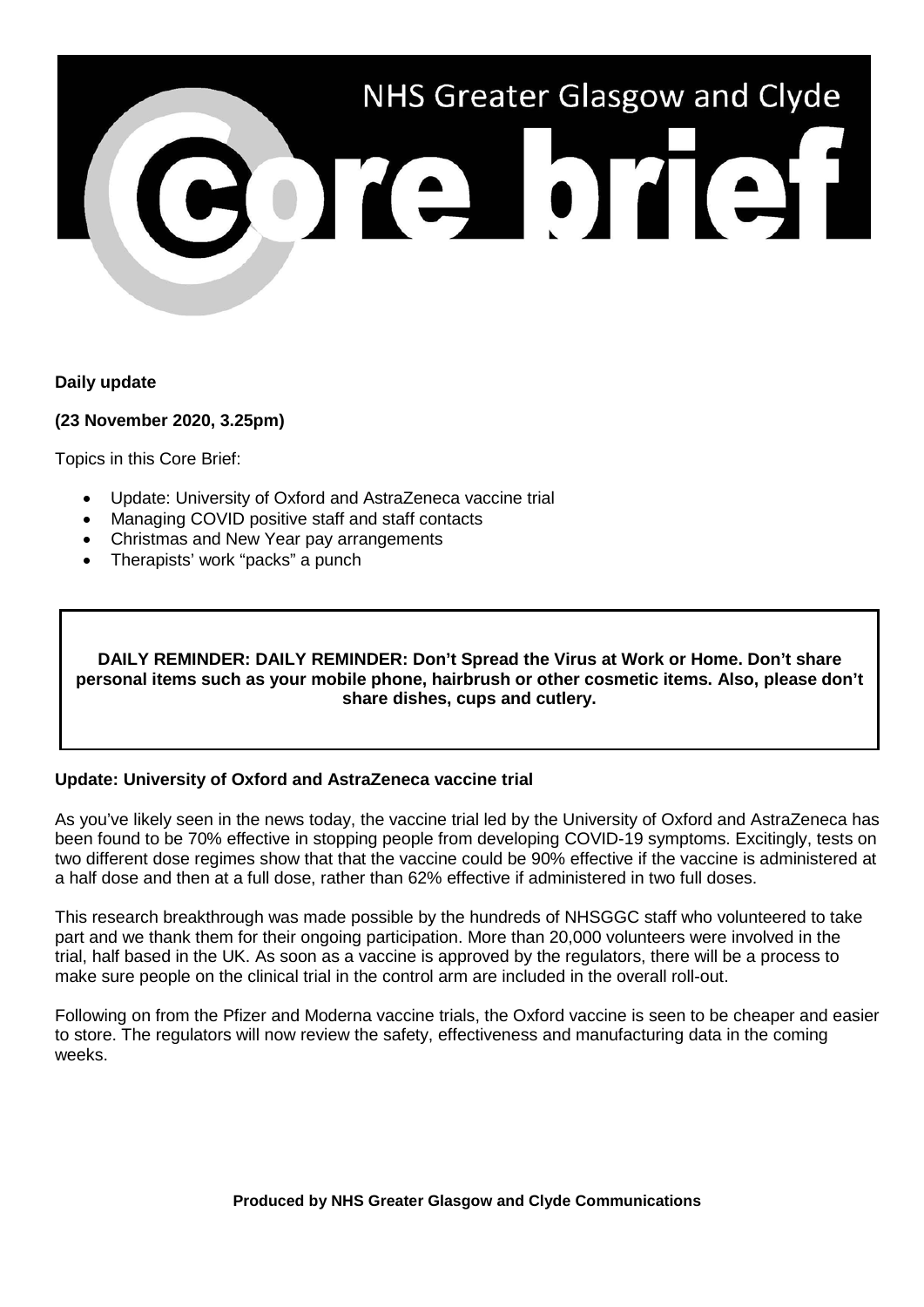# NHS Greater Glasgow and Clyde Core brief

**Daily update**

**(23 November 2020, 3.25pm)**

Topics in this Core Brief:

- Update: University of Oxford and AstraZeneca vaccine trial
- Managing COVID positive staff and staff contacts
- Christmas and New Year pay arrangements
- Therapists' work "packs" a punch

**DAILY REMINDER: DAILY REMINDER: Don't Spread the Virus at Work or Home. Don't share personal items such as your mobile phone, hairbrush or other cosmetic items. Also, please don't share dishes, cups and cutlery.**

## Update: University of Oxford and AstraZeneca vaccine trial

As you've likely seen in the news today, the vaccine trial led by the University of Oxford and AstraZeneca has been found to be 70% effective in stopping people from developing COVID-19 symptoms. Excitingly, tests on two different dose regimes show that that the vaccine could be 90% effective if the vaccine is administered at a half dose and then at a full dose, rather than 62% effective if administered in two full doses.

This research breakthrough was made possible by the hundreds of NHSGGC staff who volunteered to take part and we thank them for their ongoing participation. More than 20,000 volunteers were involved in the trial, half based in the UK. As soon as a vaccine is approved by the regulators, there will be a process to make sure people on the clinical trial in the control arm are included in the overall roll-out.

Following on from the Pfizer and Moderna vaccine trials, the Oxford vaccine is seen to be cheaper and easier to store. The regulators will now review the safety, effectiveness and manufacturing data in the coming weeks.

**Produced by NHS Greater Glasgow and Clyde Communications**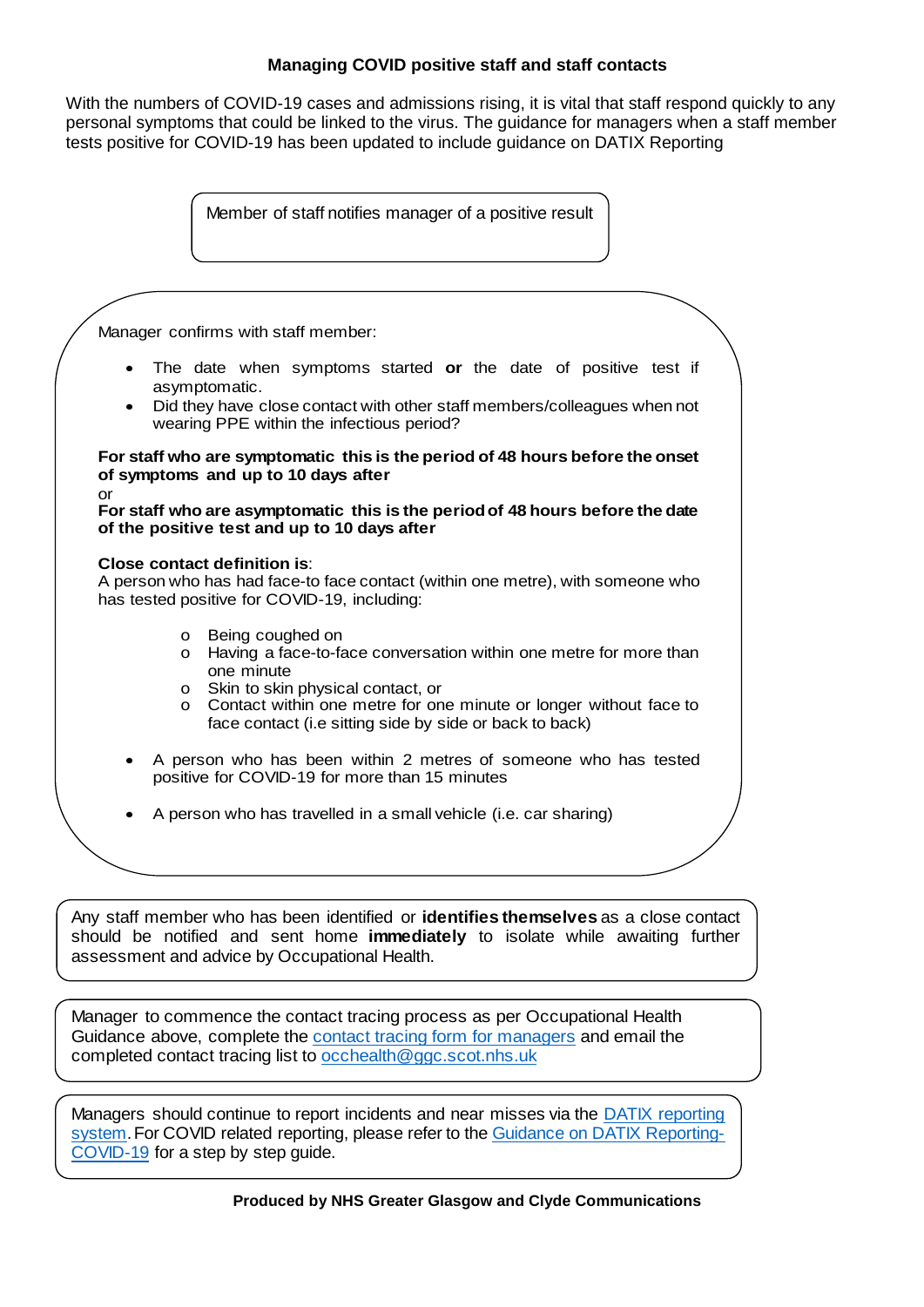## Managing COVID positive staff and staff contacts

With the numbers of COVID-19 cases and admissions rising, it is vital that staff respond quickly to any personal symptoms that could be linked to the virus. The guidance for managers when a staff member tests positive for COVID-19 has been updated to include guidance on DATIX Reporting

Member of staff notifies manager of a positive result

Manager confirms with staff member:

- The date when symptoms started **or** the date of positive test if asymptomatic.
- Did they have close contact with other staff members/colleagues when not wearing PPE within the infectious period?

**For staff who are symptomatic this is the period of 48 hours before the onset of symptoms and up to 10 days after**

or

**For staff who are asymptomatic this is the period of 48 hours before the date of the positive test and up to 10 days after**

**Close contact definition is**:

A person who has had face-to face contact (within one metre), with someone who has tested positive for COVID-19, including:

- Being coughed on
- Having a face-to-face conversation within one metre for more than one minute
- Skin to skin physical contact, or
- Contact within one metre for one minute or longer without face to face contact (i.e sitting side by side or back to back)

- A person who has been within 2 metres of someone who has tested positive for COVID-19 for more than 15 minutes
- A person who has travelled in a small vehicle (i.e. car sharing)

Any staff member who has been identified or **identifies themselves** as a close contact should be notified and sent home **immediately** to isolate while awaiting further assessment and advice by Occupational Health.

Manager to commence the contact tracing process as per Occupational Health Guidance above, complete the contact tracing form for managers and email the completed contact tracing list to occhealth@ggc.scot.nhs.uk

Managers should continue to report incidents and near misses via the DATIX reporting system. For COVID related reporting, please refer to the Guidance on DATIX Reporting-COVID-19 for a step by step guide.

**Produced by NHS Greater Glasgow and Clyde Communications**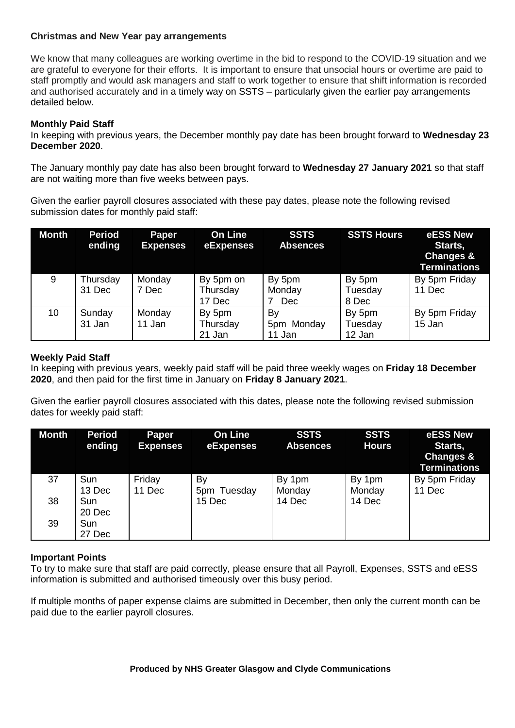**Christmas and New Year pay arrangements**

We know that many colleagues are working overtime in the bid to respond to the COVID-19 situation and we are grateful to everyone for their efforts. It is important to ensure that unsocial hours or overtime are paid to staff promptly and would ask managers and staff to work together to ensure that shift information is recorded and authorised accurately and in a timely way on SSTS – particularly given the earlier pay arrangements detailed below.

**Monthly Paid Staff**

In keeping with previous years, the December monthly pay date has been brought forward to **Wednesday 23 December 2020**.

The January monthly pay date has also been brought forward to **Wednesday 27 January 2021** so that staff are not waiting more than five weeks between pays.

Given the earlier payroll closures associated with these pay dates, please note the following revised submission dates for monthly paid staff:

| Month | Period ending | Paper Expenses | On Line eExpenses | SSTS Absences | SSTS Hours | eESS New Starts, Changes & Terminations |
|---|---|---|---|---|---|---|
| 9 | Thursday 31 Dec | Monday 7 Dec | By 5pm on Thursday 17 Dec | By 5pm Monday 7 Dec | By 5pm Tuesday 8 Dec | By 5pm Friday 11 Dec |
| 10 | Sunday 31 Jan | Monday 11 Jan | By 5pm Thursday 21 Jan | By 5pm Monday 11 Jan | By 5pm Tuesday 12 Jan | By 5pm Friday 15 Jan |

**Weekly Paid Staff**

In keeping with previous years, weekly paid staff will be paid three weekly wages on **Friday 18 December 2020**, and then paid for the first time in January on **Friday 8 January 2021**.

Given the earlier payroll closures associated with this dates, please note the following revised submission dates for weekly paid staff:

| Month | Period ending | Paper Expenses | On Line eExpenses | SSTS Absences | SSTS Hours | eESS New Starts, Changes & Terminations |
|---|---|---|---|---|---|---|
| 37 | Sun 13 Dec | Friday 11 Dec | By 5pm Tuesday 15 Dec | By 1pm Monday 14 Dec | By 1pm Monday 14 Dec | By 5pm Friday 11 Dec |
| 38 | Sun 20 Dec | | | | | |
| 39 | Sun 27 Dec | | | | | |

**Important Points**

To try to make sure that staff are paid correctly, please ensure that all Payroll, Expenses, SSTS and eESS information is submitted and authorised timeously over this busy period.

If multiple months of paper expense claims are submitted in December, then only the current month can be paid due to the earlier payroll closures.

**Produced by NHS Greater Glasgow and Clyde Communications**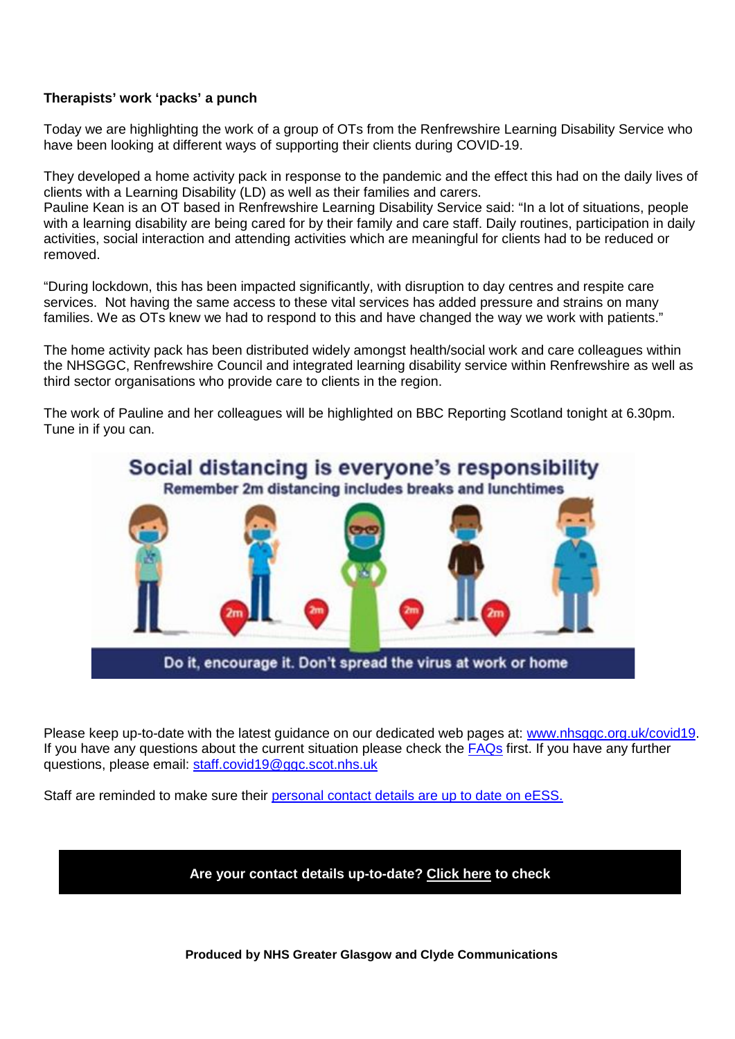**Therapists' work 'packs' a punch**

Today we are highlighting the work of a group of OTs from the Renfrewshire Learning Disability Service who have been looking at different ways of supporting their clients during COVID-19.

They developed a home activity pack in response to the pandemic and the effect this had on the daily lives of clients with a Learning Disability (LD) as well as their families and carers.
Pauline Kean is an OT based in Renfrewshire Learning Disability Service said: "In a lot of situations, people with a learning disability are being cared for by their family and care staff. Daily routines, participation in daily activities, social interaction and attending activities which are meaningful for clients had to be reduced or removed.

"During lockdown, this has been impacted significantly, with disruption to day centres and respite care services. Not having the same access to these vital services has added pressure and strains on many families. We as OTs knew we had to respond to this and have changed the way we work with patients."

The home activity pack has been distributed widely amongst health/social work and care colleagues within the NHSGGC, Renfrewshire Council and integrated learning disability service within Renfrewshire as well as third sector organisations who provide care to clients in the region.

The work of Pauline and her colleagues will be highlighted on BBC Reporting Scotland tonight at 6.30pm. Tune in if you can.

Social distancing is everyone's responsibility

Remember 2m distancing includes breaks and lunchtimes

2m

2m

2m

2m

Do it, encourage it. Don't spread the virus at work or home

Please keep up-to-date with the latest guidance on our dedicated web pages at: [www.nhsggc.org.uk/covid19](www.nhsggc.org.uk/covid19). If you have any questions about the current situation please check the [FAQs](FAQs) first. If you have any further questions, please email: [staff.covid19@ggc.scot.nhs.uk](mailto:staff.covid19@ggc.scot.nhs.uk)

Staff are reminded to make sure their [personal contact details are up to date on eESS.](personal contact details are up to date on eESS.)

**Are your contact details up-to-date? Click here to check**

**Produced by NHS Greater Glasgow and Clyde Communications**